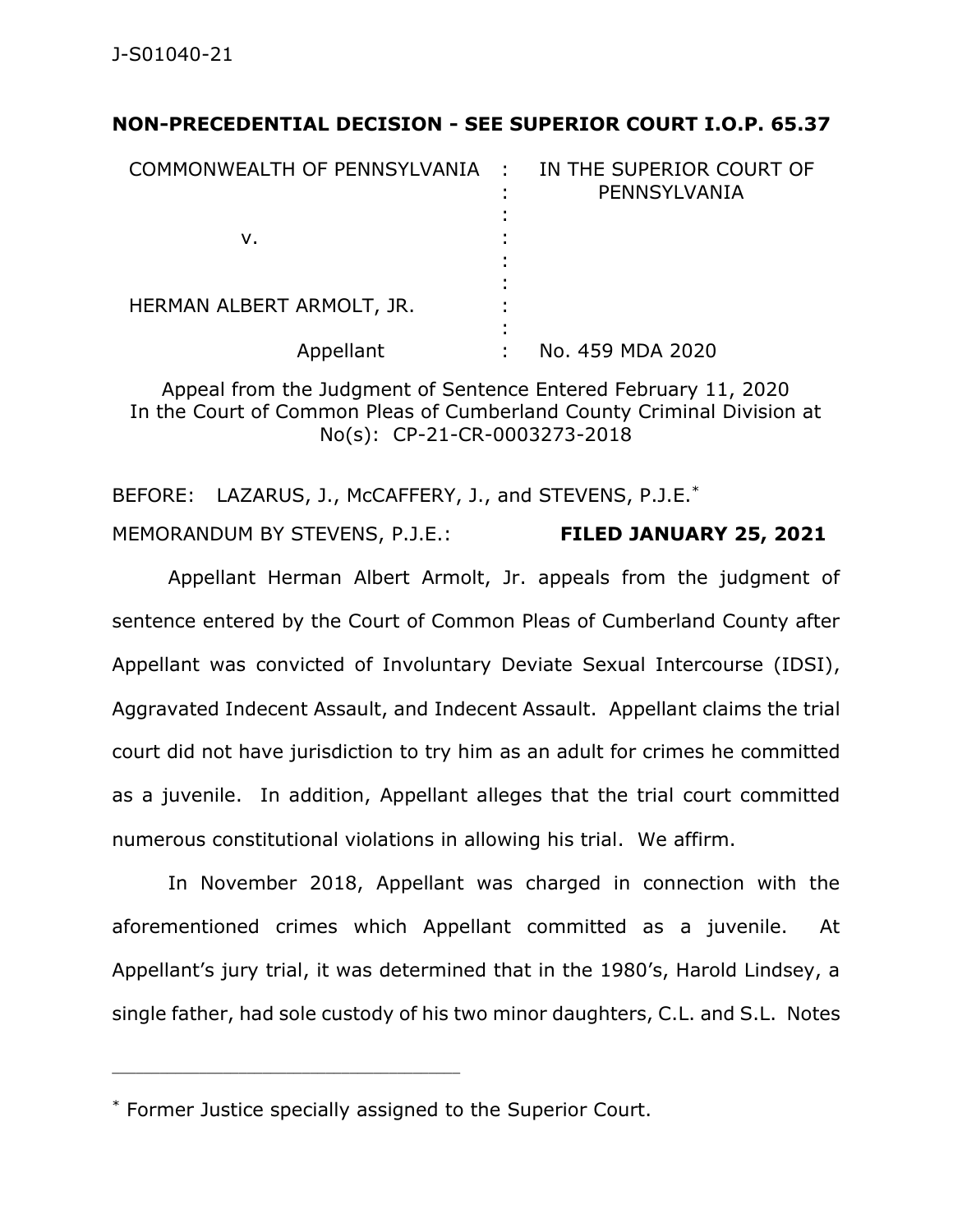J-S01040-21

**NON-PRECEDENTIAL DECISION - SEE SUPERIOR COURT I.O.P. 65.37**

| | | |
|---|---|---|
| COMMONWEALTH OF PENNSYLVANIA | : | IN THE SUPERIOR COURT OF PENNSYLVANIA |
| v. | : | |
| HERMAN ALBERT ARMOLT, JR. | : | |
| Appellant | : | No. 459 MDA 2020 |

Appeal from the Judgment of Sentence Entered February 11, 2020
In the Court of Common Pleas of Cumberland County Criminal Division at No(s): CP-21-CR-0003273-2018

BEFORE: LAZARUS, J., McCAFFERY, J., and STEVENS, P.J.E.*

MEMORANDUM BY STEVENS, P.J.E.: **FILED JANUARY 25, 2021**

Appellant Herman Albert Armolt, Jr. appeals from the judgment of sentence entered by the Court of Common Pleas of Cumberland County after Appellant was convicted of Involuntary Deviate Sexual Intercourse (IDSI), Aggravated Indecent Assault, and Indecent Assault. Appellant claims the trial court did not have jurisdiction to try him as an adult for crimes he committed as a juvenile. In addition, Appellant alleges that the trial court committed numerous constitutional violations in allowing his trial. We affirm.

In November 2018, Appellant was charged in connection with the aforementioned crimes which Appellant committed as a juvenile. At Appellant's jury trial, it was determined that in the 1980's, Harold Lindsey, a single father, had sole custody of his two minor daughters, C.L. and S.L. Notes

---

* Former Justice specially assigned to the Superior Court.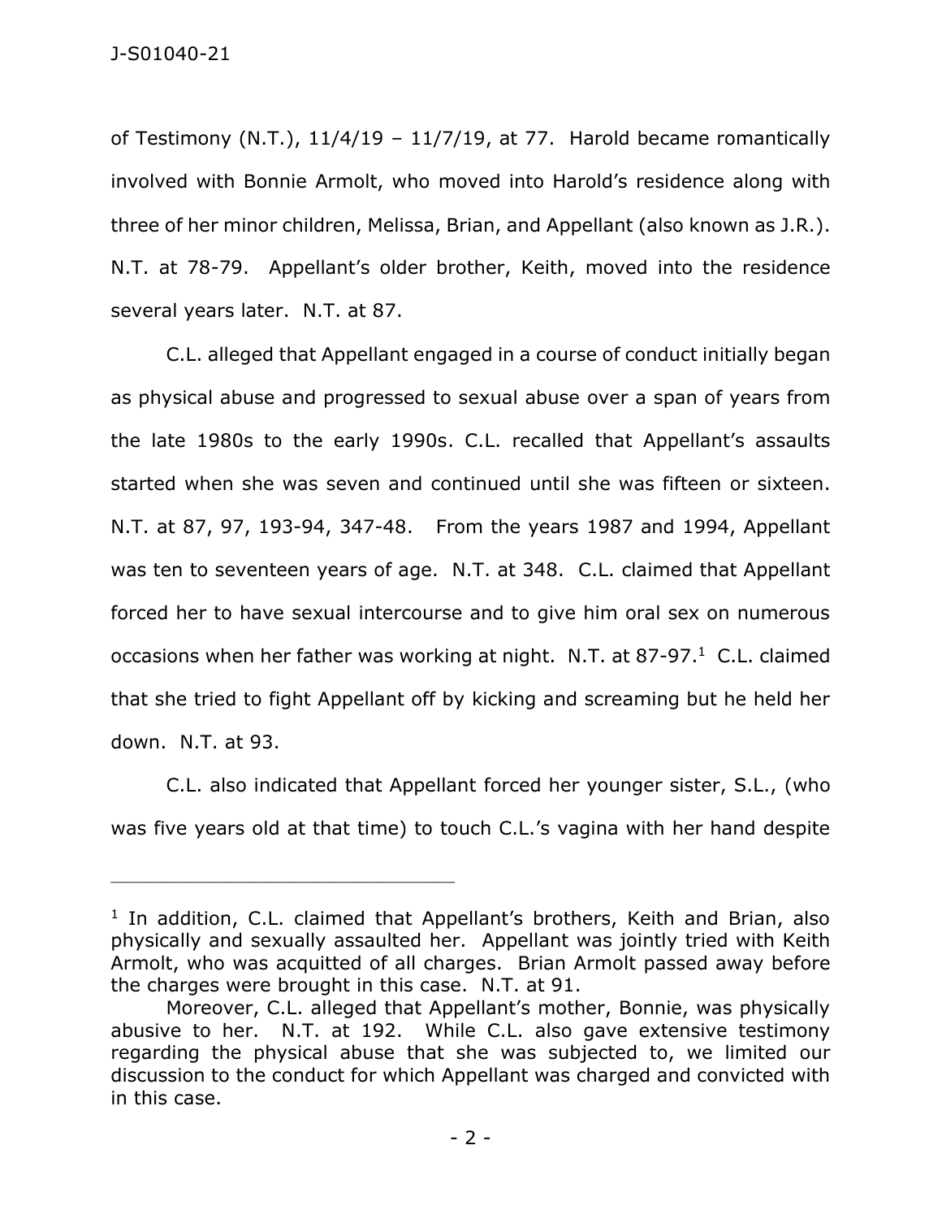of Testimony (N.T.), 11/4/19 – 11/7/19, at 77. Harold became romantically involved with Bonnie Armolt, who moved into Harold's residence along with three of her minor children, Melissa, Brian, and Appellant (also known as J.R.). N.T. at 78-79. Appellant's older brother, Keith, moved into the residence several years later. N.T. at 87.

C.L. alleged that Appellant engaged in a course of conduct initially began as physical abuse and progressed to sexual abuse over a span of years from the late 1980s to the early 1990s. C.L. recalled that Appellant's assaults started when she was seven and continued until she was fifteen or sixteen. N.T. at 87, 97, 193-94, 347-48. From the years 1987 and 1994, Appellant was ten to seventeen years of age. N.T. at 348. C.L. claimed that Appellant forced her to have sexual intercourse and to give him oral sex on numerous occasions when her father was working at night. N.T. at 87-97.[1] C.L. claimed that she tried to fight Appellant off by kicking and screaming but he held her down. N.T. at 93.

C.L. also indicated that Appellant forced her younger sister, S.L., (who was five years old at that time) to touch C.L.'s vagina with her hand despite

---

[1] In addition, C.L. claimed that Appellant's brothers, Keith and Brian, also physically and sexually assaulted her. Appellant was jointly tried with Keith Armolt, who was acquitted of all charges. Brian Armolt passed away before the charges were brought in this case. N.T. at 91.

Moreover, C.L. alleged that Appellant's mother, Bonnie, was physically abusive to her. N.T. at 192. While C.L. also gave extensive testimony regarding the physical abuse that she was subjected to, we limited our discussion to the conduct for which Appellant was charged and convicted with in this case.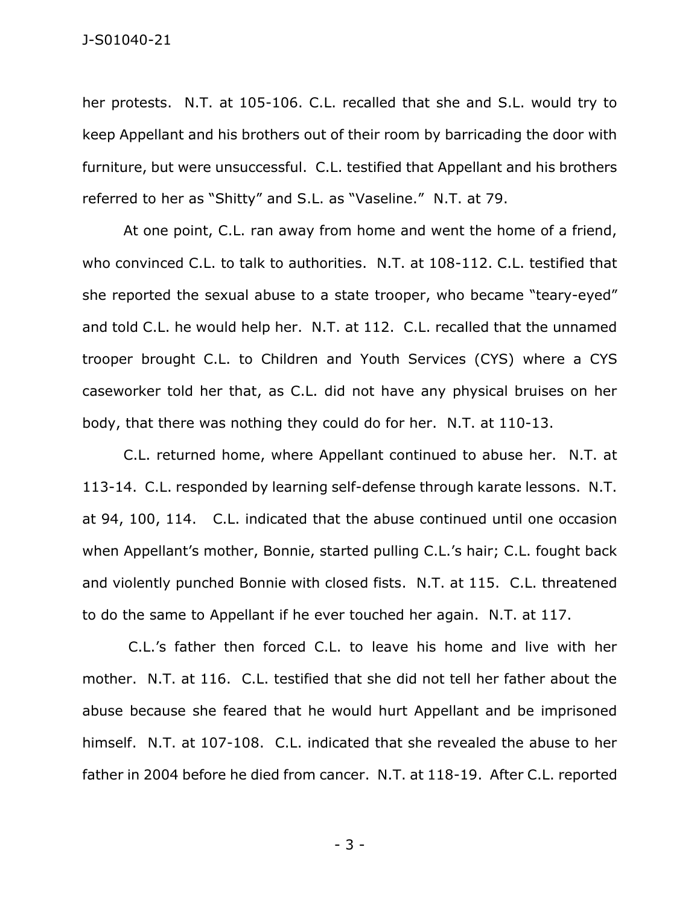her protests. N.T. at 105-106. C.L. recalled that she and S.L. would try to keep Appellant and his brothers out of their room by barricading the door with furniture, but were unsuccessful. C.L. testified that Appellant and his brothers referred to her as "Shitty" and S.L. as "Vaseline." N.T. at 79.

At one point, C.L. ran away from home and went the home of a friend, who convinced C.L. to talk to authorities. N.T. at 108-112. C.L. testified that she reported the sexual abuse to a state trooper, who became "teary-eyed" and told C.L. he would help her. N.T. at 112. C.L. recalled that the unnamed trooper brought C.L. to Children and Youth Services (CYS) where a CYS caseworker told her that, as C.L. did not have any physical bruises on her body, that there was nothing they could do for her. N.T. at 110-13.

C.L. returned home, where Appellant continued to abuse her. N.T. at 113-14. C.L. responded by learning self-defense through karate lessons. N.T. at 94, 100, 114. C.L. indicated that the abuse continued until one occasion when Appellant's mother, Bonnie, started pulling C.L.'s hair; C.L. fought back and violently punched Bonnie with closed fists. N.T. at 115. C.L. threatened to do the same to Appellant if he ever touched her again. N.T. at 117.

C.L.'s father then forced C.L. to leave his home and live with her mother. N.T. at 116. C.L. testified that she did not tell her father about the abuse because she feared that he would hurt Appellant and be imprisoned himself. N.T. at 107-108. C.L. indicated that she revealed the abuse to her father in 2004 before he died from cancer. N.T. at 118-19. After C.L. reported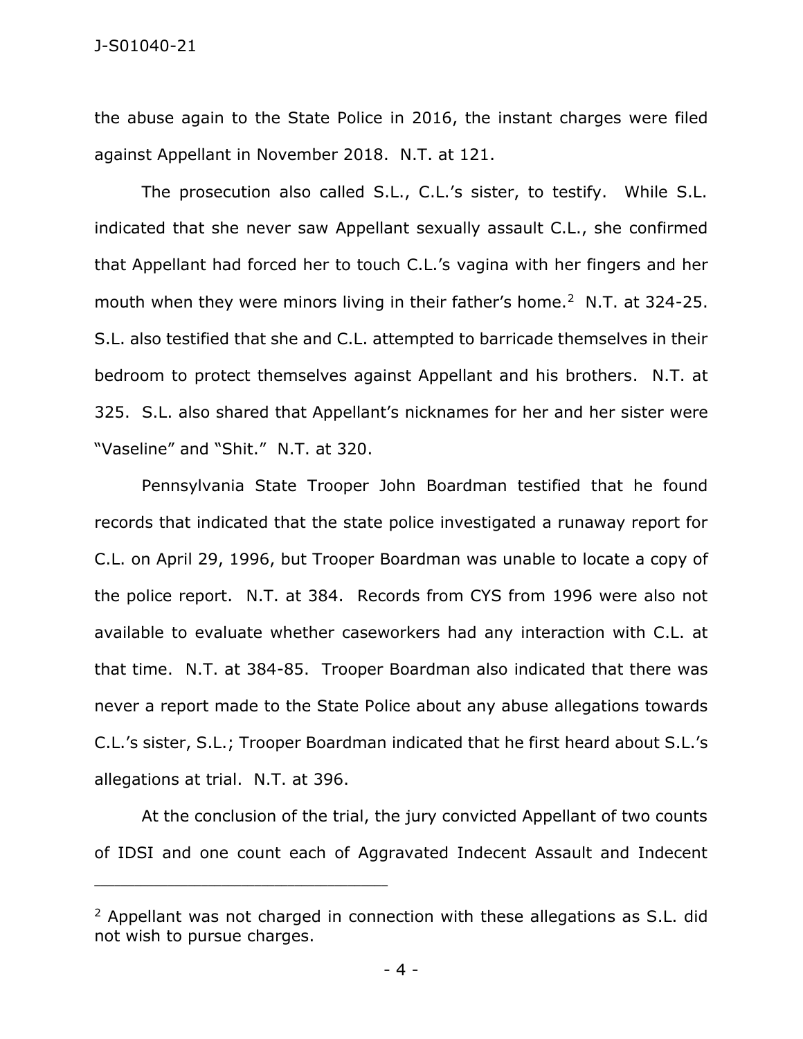the abuse again to the State Police in 2016, the instant charges were filed against Appellant in November 2018. N.T. at 121.

The prosecution also called S.L., C.L.'s sister, to testify. While S.L. indicated that she never saw Appellant sexually assault C.L., she confirmed that Appellant had forced her to touch C.L.'s vagina with her fingers and her mouth when they were minors living in their father's home.[2] N.T. at 324-25. S.L. also testified that she and C.L. attempted to barricade themselves in their bedroom to protect themselves against Appellant and his brothers. N.T. at 325. S.L. also shared that Appellant's nicknames for her and her sister were "Vaseline" and "Shit." N.T. at 320.

Pennsylvania State Trooper John Boardman testified that he found records that indicated that the state police investigated a runaway report for C.L. on April 29, 1996, but Trooper Boardman was unable to locate a copy of the police report. N.T. at 384. Records from CYS from 1996 were also not available to evaluate whether caseworkers had any interaction with C.L. at that time. N.T. at 384-85. Trooper Boardman also indicated that there was never a report made to the State Police about any abuse allegations towards C.L.'s sister, S.L.; Trooper Boardman indicated that he first heard about S.L.'s allegations at trial. N.T. at 396.

At the conclusion of the trial, the jury convicted Appellant of two counts of IDSI and one count each of Aggravated Indecent Assault and Indecent

---

[2] Appellant was not charged in connection with these allegations as S.L. did not wish to pursue charges.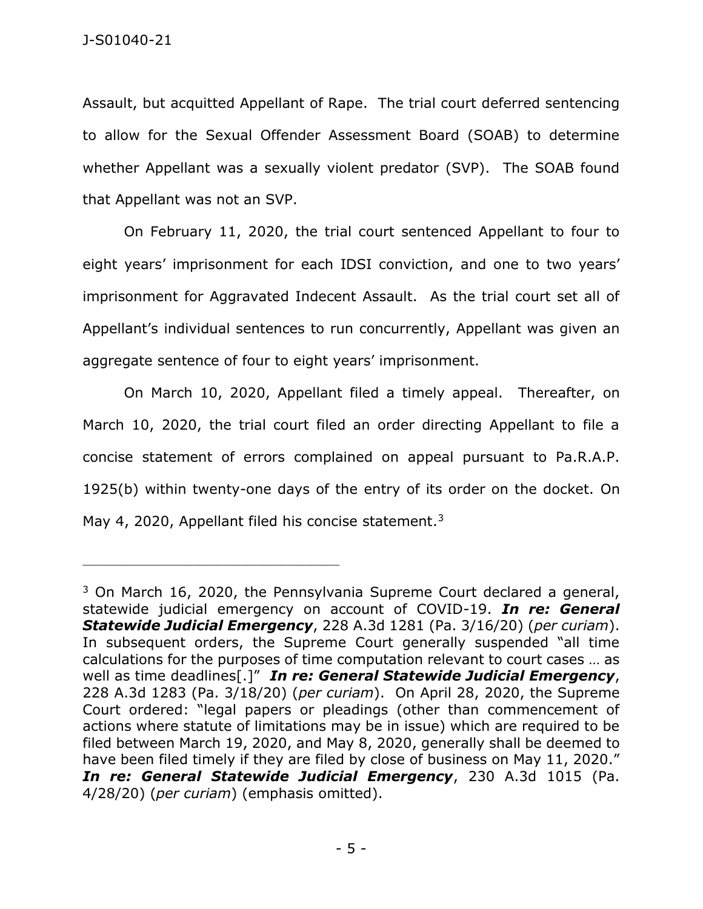Assault, but acquitted Appellant of Rape. The trial court deferred sentencing to allow for the Sexual Offender Assessment Board (SOAB) to determine whether Appellant was a sexually violent predator (SVP). The SOAB found that Appellant was not an SVP.

On February 11, 2020, the trial court sentenced Appellant to four to eight years' imprisonment for each IDSI conviction, and one to two years' imprisonment for Aggravated Indecent Assault. As the trial court set all of Appellant's individual sentences to run concurrently, Appellant was given an aggregate sentence of four to eight years' imprisonment.

On March 10, 2020, Appellant filed a timely appeal. Thereafter, on March 10, 2020, the trial court filed an order directing Appellant to file a concise statement of errors complained on appeal pursuant to Pa.R.A.P. 1925(b) within twenty-one days of the entry of its order on the docket. On May 4, 2020, Appellant filed his concise statement.[3]

---

[3] On March 16, 2020, the Pennsylvania Supreme Court declared a general, statewide judicial emergency on account of COVID-19. ***In re: General Statewide Judicial Emergency***, 228 A.3d 1281 (Pa. 3/16/20) (*per curiam*). In subsequent orders, the Supreme Court generally suspended "all time calculations for the purposes of time computation relevant to court cases … as well as time deadlines[.]" ***In re: General Statewide Judicial Emergency***, 228 A.3d 1283 (Pa. 3/18/20) (*per curiam*). On April 28, 2020, the Supreme Court ordered: "legal papers or pleadings (other than commencement of actions where statute of limitations may be in issue) which are required to be filed between March 19, 2020, and May 8, 2020, generally shall be deemed to have been filed timely if they are filed by close of business on May 11, 2020." ***In re: General Statewide Judicial Emergency***, 230 A.3d 1015 (Pa. 4/28/20) (*per curiam*) (emphasis omitted).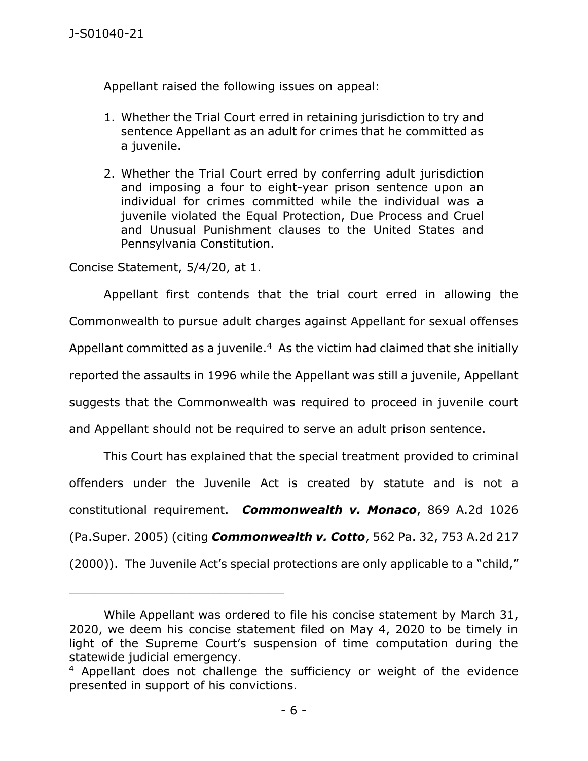Appellant raised the following issues on appeal:

1. Whether the Trial Court erred in retaining jurisdiction to try and sentence Appellant as an adult for crimes that he committed as a juvenile.
2. Whether the Trial Court erred by conferring adult jurisdiction and imposing a four to eight-year prison sentence upon an individual for crimes committed while the individual was a juvenile violated the Equal Protection, Due Process and Cruel and Unusual Punishment clauses to the United States and Pennsylvania Constitution.

Concise Statement, 5/4/20, at 1.

Appellant first contends that the trial court erred in allowing the Commonwealth to pursue adult charges against Appellant for sexual offenses Appellant committed as a juvenile.[4] As the victim had claimed that she initially reported the assaults in 1996 while the Appellant was still a juvenile, Appellant suggests that the Commonwealth was required to proceed in juvenile court and Appellant should not be required to serve an adult prison sentence.

This Court has explained that the special treatment provided to criminal offenders under the Juvenile Act is created by statute and is not a constitutional requirement. ***Commonwealth v. Monaco***, 869 A.2d 1026 (Pa.Super. 2005) (citing ***Commonwealth v. Cotto***, 562 Pa. 32, 753 A.2d 217 (2000)). The Juvenile Act's special protections are only applicable to a "child,"

---

While Appellant was ordered to file his concise statement by March 31, 2020, we deem his concise statement filed on May 4, 2020 to be timely in light of the Supreme Court's suspension of time computation during the statewide judicial emergency.

[4] Appellant does not challenge the sufficiency or weight of the evidence presented in support of his convictions.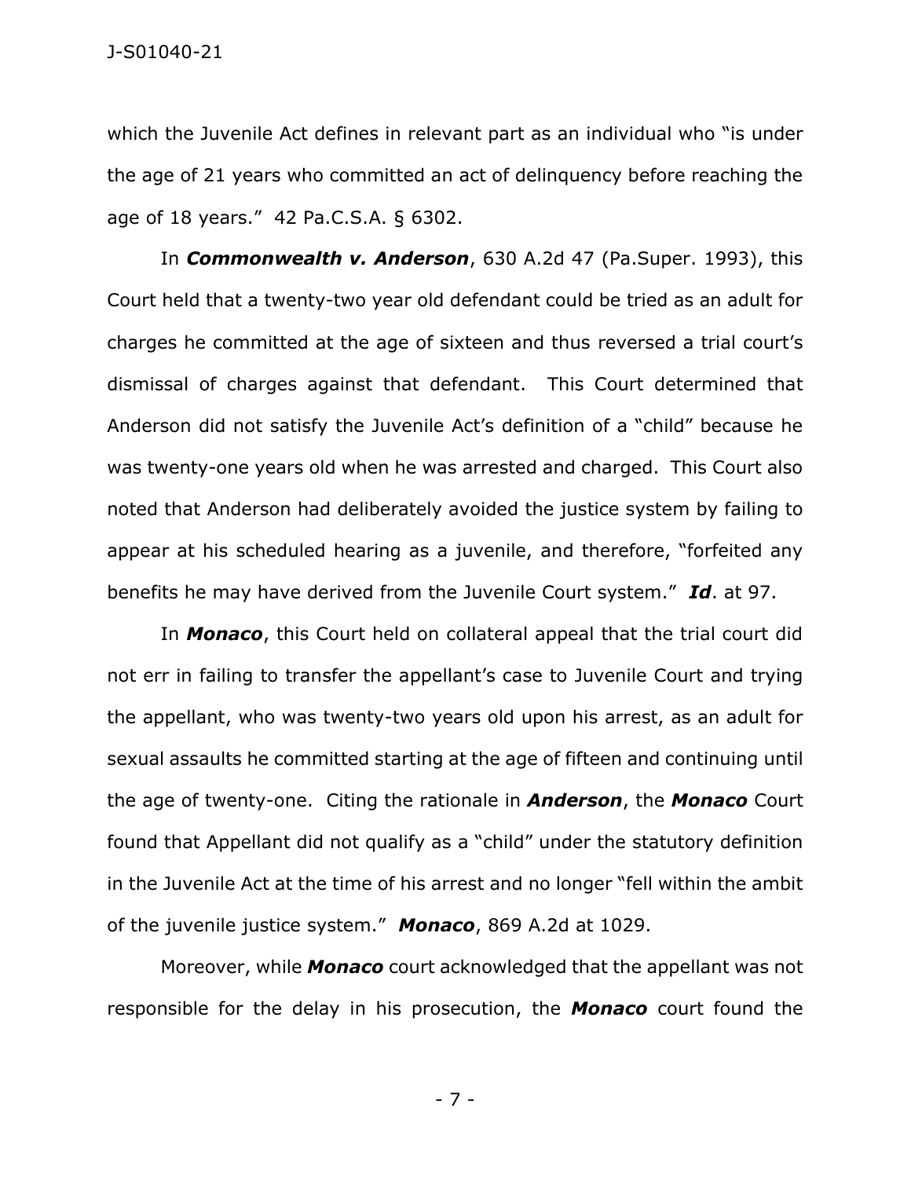which the Juvenile Act defines in relevant part as an individual who "is under the age of 21 years who committed an act of delinquency before reaching the age of 18 years." 42 Pa.C.S.A. § 6302.

In ***Commonwealth v. Anderson***, 630 A.2d 47 (Pa.Super. 1993), this Court held that a twenty-two year old defendant could be tried as an adult for charges he committed at the age of sixteen and thus reversed a trial court's dismissal of charges against that defendant. This Court determined that Anderson did not satisfy the Juvenile Act's definition of a "child" because he was twenty-one years old when he was arrested and charged. This Court also noted that Anderson had deliberately avoided the justice system by failing to appear at his scheduled hearing as a juvenile, and therefore, "forfeited any benefits he may have derived from the Juvenile Court system." ***Id***. at 97.

In ***Monaco***, this Court held on collateral appeal that the trial court did not err in failing to transfer the appellant's case to Juvenile Court and trying the appellant, who was twenty-two years old upon his arrest, as an adult for sexual assaults he committed starting at the age of fifteen and continuing until the age of twenty-one. Citing the rationale in ***Anderson***, the ***Monaco*** Court found that Appellant did not qualify as a "child" under the statutory definition in the Juvenile Act at the time of his arrest and no longer "fell within the ambit of the juvenile justice system." ***Monaco***, 869 A.2d at 1029.

Moreover, while ***Monaco*** court acknowledged that the appellant was not responsible for the delay in his prosecution, the ***Monaco*** court found the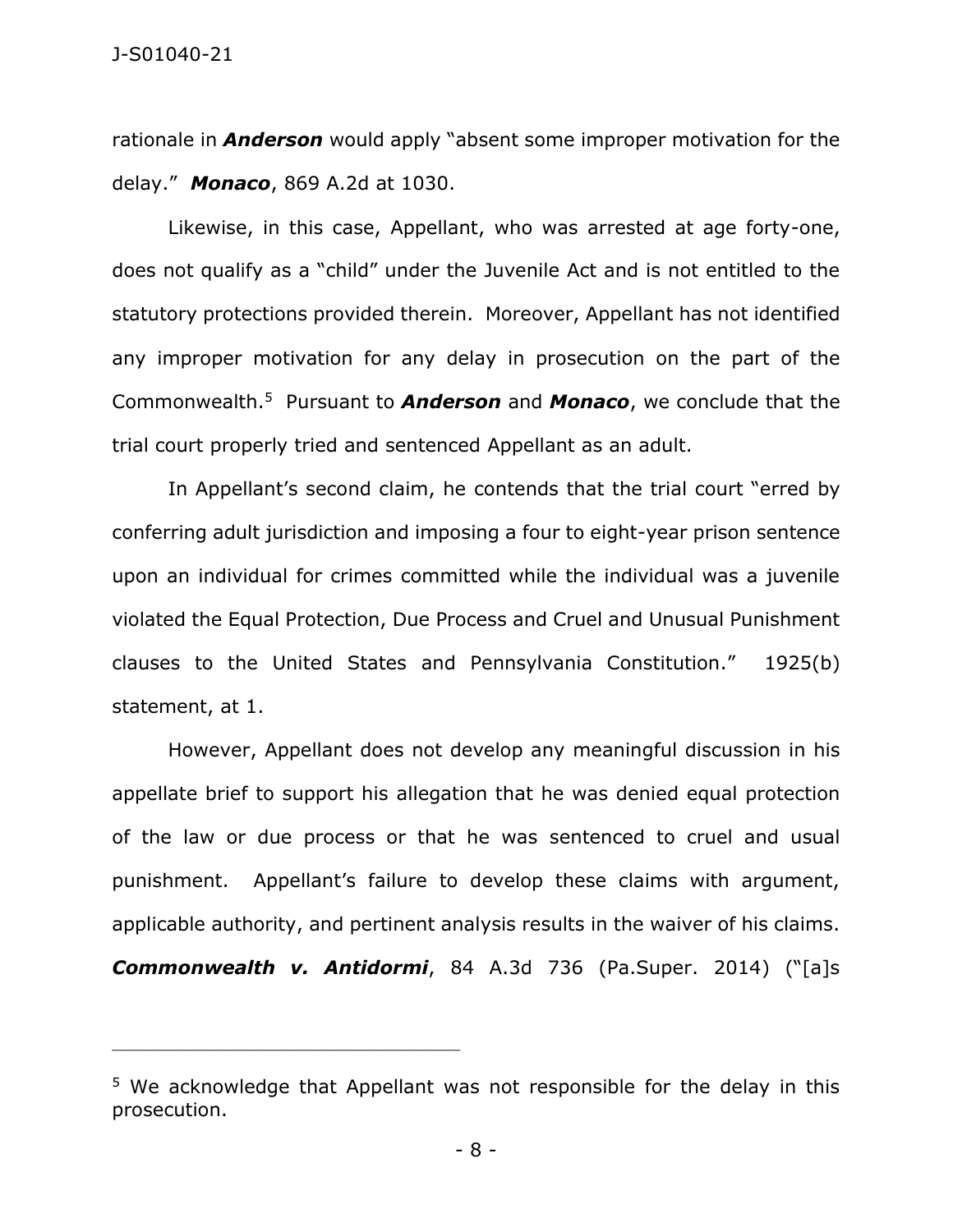rationale in ***Anderson*** would apply "absent some improper motivation for the delay." ***Monaco***, 869 A.2d at 1030.

Likewise, in this case, Appellant, who was arrested at age forty-one, does not qualify as a "child" under the Juvenile Act and is not entitled to the statutory protections provided therein. Moreover, Appellant has not identified any improper motivation for any delay in prosecution on the part of the Commonwealth.[5] Pursuant to ***Anderson*** and ***Monaco***, we conclude that the trial court properly tried and sentenced Appellant as an adult.

In Appellant's second claim, he contends that the trial court "erred by conferring adult jurisdiction and imposing a four to eight-year prison sentence upon an individual for crimes committed while the individual was a juvenile violated the Equal Protection, Due Process and Cruel and Unusual Punishment clauses to the United States and Pennsylvania Constitution." 1925(b) statement, at 1.

However, Appellant does not develop any meaningful discussion in his appellate brief to support his allegation that he was denied equal protection of the law or due process or that he was sentenced to cruel and usual punishment. Appellant's failure to develop these claims with argument, applicable authority, and pertinent analysis results in the waiver of his claims. ***Commonwealth v. Antidormi***, 84 A.3d 736 (Pa.Super. 2014) ("[a]s

---

[5] We acknowledge that Appellant was not responsible for the delay in this prosecution.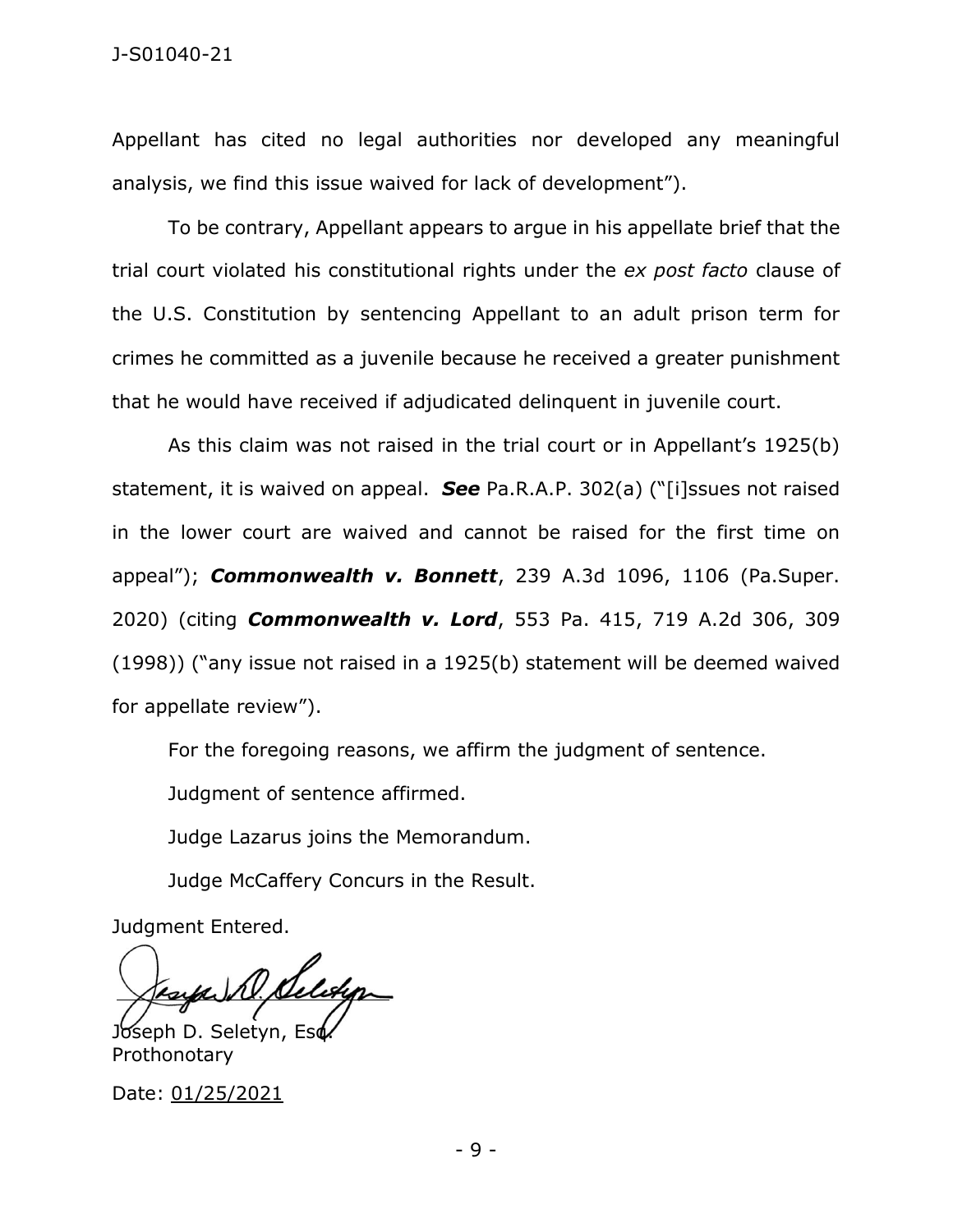Appellant has cited no legal authorities nor developed any meaningful analysis, we find this issue waived for lack of development").

To be contrary, Appellant appears to argue in his appellate brief that the trial court violated his constitutional rights under the *ex post facto* clause of the U.S. Constitution by sentencing Appellant to an adult prison term for crimes he committed as a juvenile because he received a greater punishment that he would have received if adjudicated delinquent in juvenile court.

As this claim was not raised in the trial court or in Appellant's 1925(b) statement, it is waived on appeal. ***See*** Pa.R.A.P. 302(a) ("[i]ssues not raised in the lower court are waived and cannot be raised for the first time on appeal"); ***Commonwealth v. Bonnett***, 239 A.3d 1096, 1106 (Pa.Super. 2020) (citing ***Commonwealth v. Lord***, 553 Pa. 415, 719 A.2d 306, 309 (1998)) ("any issue not raised in a 1925(b) statement will be deemed waived for appellate review").

For the foregoing reasons, we affirm the judgment of sentence.

Judgment of sentence affirmed.

Judge Lazarus joins the Memorandum.

Judge McCaffery Concurs in the Result.

Judgment Entered.

Joseph D. Seletyn, Esq.
Prothonotary

Date: 01/25/2021